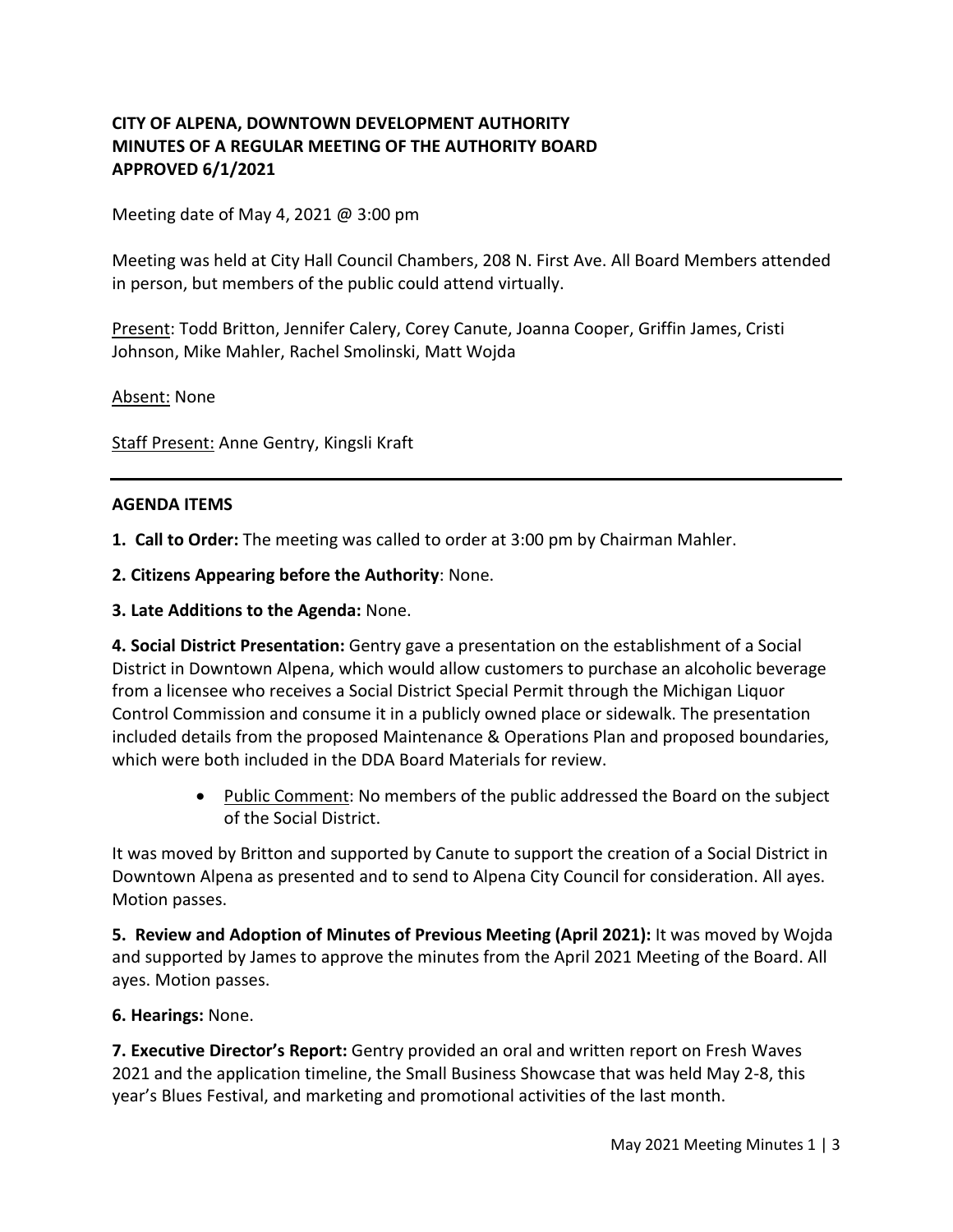**CITY OF ALPENA, DOWNTOWN DEVELOPMENT AUTHORITY**
**MINUTES OF A REGULAR MEETING OF THE AUTHORITY BOARD**
**APPROVED 6/1/2021**

Meeting date of May 4, 2021 @ 3:00 pm

Meeting was held at City Hall Council Chambers, 208 N. First Ave. All Board Members attended in person, but members of the public could attend virtually.

Present: Todd Britton, Jennifer Calery, Corey Canute, Joanna Cooper, Griffin James, Cristi Johnson, Mike Mahler, Rachel Smolinski, Matt Wojda

Absent: None

Staff Present: Anne Gentry, Kingsli Kraft

---

## AGENDA ITEMS

**1. Call to Order:** The meeting was called to order at 3:00 pm by Chairman Mahler.

**2. Citizens Appearing before the Authority**: None.

**3. Late Additions to the Agenda:** None.

**4. Social District Presentation:** Gentry gave a presentation on the establishment of a Social District in Downtown Alpena, which would allow customers to purchase an alcoholic beverage from a licensee who receives a Social District Special Permit through the Michigan Liquor Control Commission and consume it in a publicly owned place or sidewalk. The presentation included details from the proposed Maintenance & Operations Plan and proposed boundaries, which were both included in the DDA Board Materials for review.

- Public Comment: No members of the public addressed the Board on the subject of the Social District.

It was moved by Britton and supported by Canute to support the creation of a Social District in Downtown Alpena as presented and to send to Alpena City Council for consideration. All ayes. Motion passes.

**5. Review and Adoption of Minutes of Previous Meeting (April 2021):** It was moved by Wojda and supported by James to approve the minutes from the April 2021 Meeting of the Board. All ayes. Motion passes.

**6. Hearings:** None.

**7. Executive Director's Report:** Gentry provided an oral and written report on Fresh Waves 2021 and the application timeline, the Small Business Showcase that was held May 2-8, this year's Blues Festival, and marketing and promotional activities of the last month.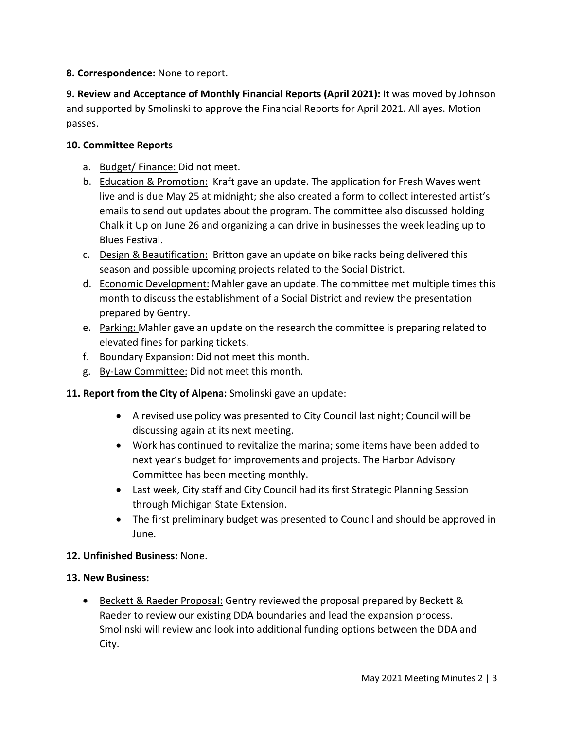**8. Correspondence:** None to report.

**9. Review and Acceptance of Monthly Financial Reports (April 2021):** It was moved by Johnson and supported by Smolinski to approve the Financial Reports for April 2021. All ayes. Motion passes.

**10. Committee Reports**

a. Budget/ Finance: Did not meet.
b. Education & Promotion: Kraft gave an update. The application for Fresh Waves went live and is due May 25 at midnight; she also created a form to collect interested artist's emails to send out updates about the program. The committee also discussed holding Chalk it Up on June 26 and organizing a can drive in businesses the week leading up to Blues Festival.
c. Design & Beautification: Britton gave an update on bike racks being delivered this season and possible upcoming projects related to the Social District.
d. Economic Development: Mahler gave an update. The committee met multiple times this month to discuss the establishment of a Social District and review the presentation prepared by Gentry.
e. Parking: Mahler gave an update on the research the committee is preparing related to elevated fines for parking tickets.
f. Boundary Expansion: Did not meet this month.
g. By-Law Committee: Did not meet this month.

**11. Report from the City of Alpena:** Smolinski gave an update:

- A revised use policy was presented to City Council last night; Council will be discussing again at its next meeting.
- Work has continued to revitalize the marina; some items have been added to next year's budget for improvements and projects. The Harbor Advisory Committee has been meeting monthly.
- Last week, City staff and City Council had its first Strategic Planning Session through Michigan State Extension.
- The first preliminary budget was presented to Council and should be approved in June.

**12. Unfinished Business:** None.

**13. New Business:**

- Beckett & Raeder Proposal: Gentry reviewed the proposal prepared by Beckett & Raeder to review our existing DDA boundaries and lead the expansion process. Smolinski will review and look into additional funding options between the DDA and City.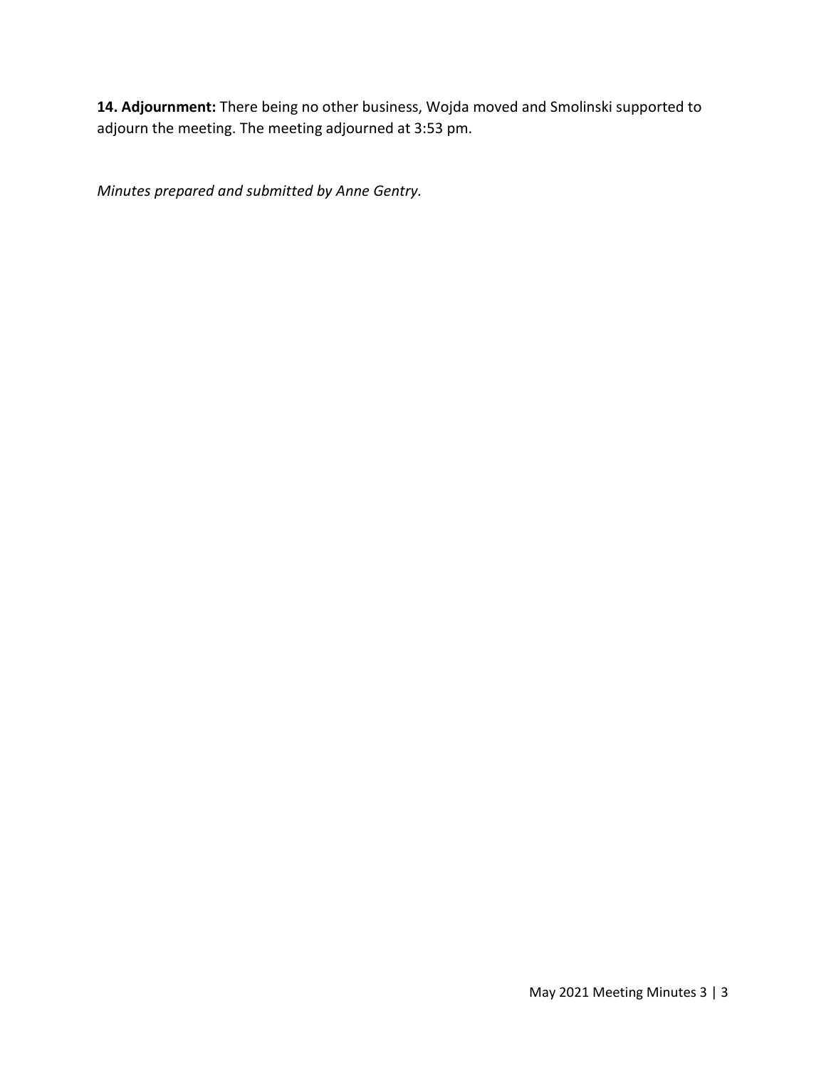**14. Adjournment:** There being no other business, Wojda moved and Smolinski supported to adjourn the meeting. The meeting adjourned at 3:53 pm.

*Minutes prepared and submitted by Anne Gentry.*